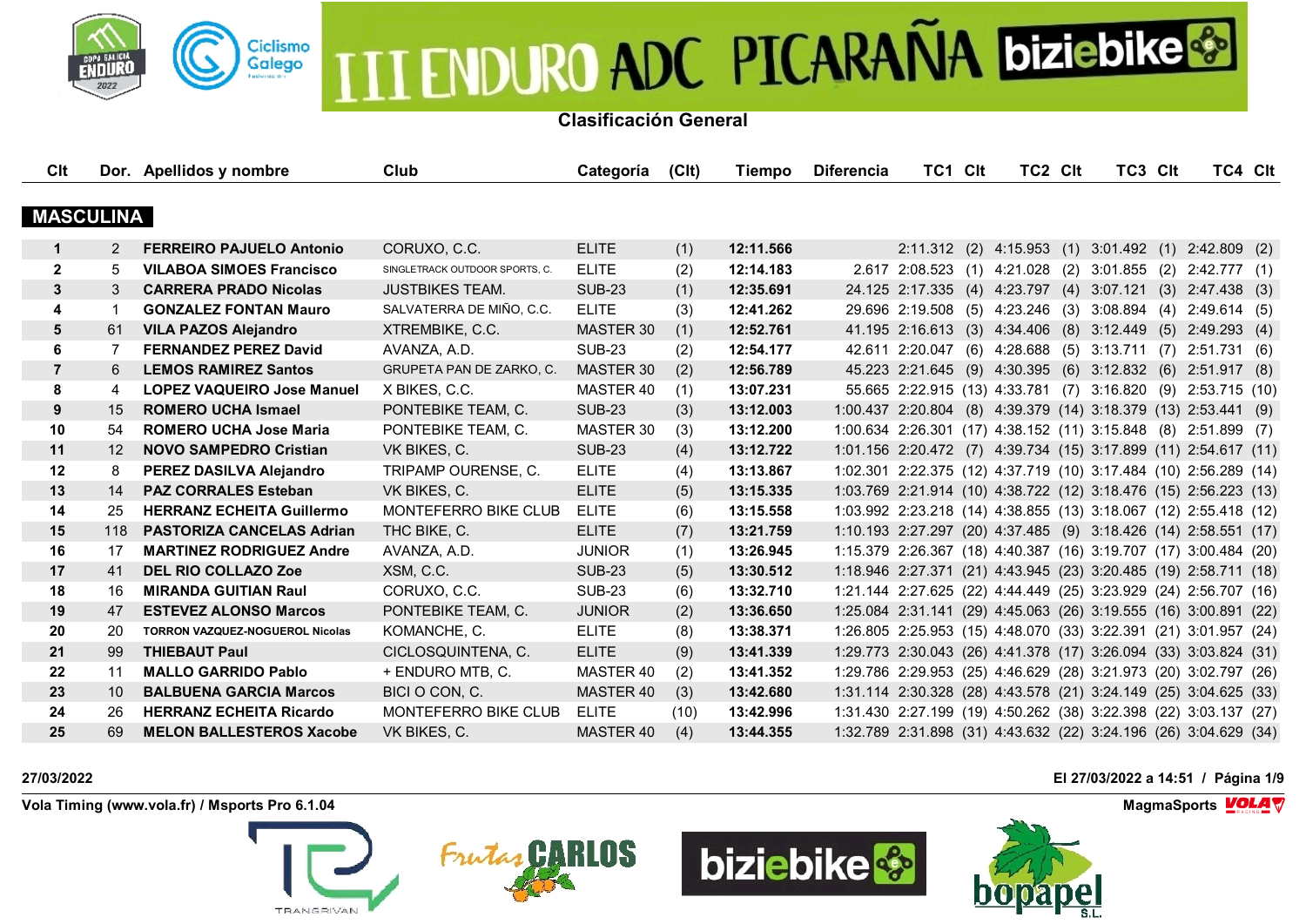# III ENDURO ADC PICARAÑA biziebike

## Clasificación General

### MASCULINA

| Clt | Dor. | Apellidos y nombre | Club | Categoría | (Clt) | Tiempo | Diferencia | TC1 | Clt | TC2 | Clt | TC3 | Clt | TC4 | Clt |
|---|---|---|---|---|---|---|---|---|---|---|---|---|---|---|---|
| 1 | 2 | **FERREIRO PAJUELO Antonio** | CORUXO, C.C. | ELITE | (1) | **12:11.566** | | 2:11.312 | (2) | 4:15.953 | (1) | 3:01.492 | (1) | 2:42.809 | (2) |
| 2 | 5 | **VILABOA SIMOES Francisco** | SINGLETRACK OUTDOOR SPORTS, C. | ELITE | (2) | **12:14.183** | 2.617 | 2:08.523 | (1) | 4:21.028 | (2) | 3:01.855 | (2) | 2:42.777 | (1) |
| 3 | 3 | **CARRERA PRADO Nicolas** | JUSTBIKES TEAM. | SUB-23 | (1) | **12:35.691** | 24.125 | 2:17.335 | (4) | 4:23.797 | (4) | 3:07.121 | (3) | 2:47.438 | (3) |
| 4 | 1 | **GONZALEZ FONTAN Mauro** | SALVATERRA DE MIÑO, C.C. | ELITE | (3) | **12:41.262** | 29.696 | 2:19.508 | (5) | 4:23.246 | (3) | 3:08.894 | (4) | 2:49.614 | (5) |
| 5 | 61 | **VILA PAZOS Alejandro** | XTREMBIKE, C.C. | MASTER 30 | (1) | **12:52.761** | 41.195 | 2:16.613 | (3) | 4:34.406 | (8) | 3:12.449 | (5) | 2:49.293 | (4) |
| 6 | 7 | **FERNANDEZ PEREZ David** | AVANZA, A.D. | SUB-23 | (2) | **12:54.177** | 42.611 | 2:20.047 | (6) | 4:28.688 | (5) | 3:13.711 | (7) | 2:51.731 | (6) |
| 7 | 6 | **LEMOS RAMIREZ Santos** | GRUPETA PAN DE ZARKO, C. | MASTER 30 | (2) | **12:56.789** | 45.223 | 2:21.645 | (9) | 4:30.395 | (6) | 3:12.832 | (6) | 2:51.917 | (8) |
| 8 | 4 | **LOPEZ VAQUEIRO Jose Manuel** | X BIKES, C.C. | MASTER 40 | (1) | **13:07.231** | 55.665 | 2:22.915 | (13) | 4:33.781 | (7) | 3:16.820 | (9) | 2:53.715 | (10) |
| 9 | 15 | **ROMERO UCHA Ismael** | PONTEBIKE TEAM, C. | SUB-23 | (3) | **13:12.003** | 1:00.437 | 2:20.804 | (8) | 4:39.379 | (14) | 3:18.379 | (13) | 2:53.441 | (9) |
| 10 | 54 | **ROMERO UCHA Jose Maria** | PONTEBIKE TEAM, C. | MASTER 30 | (3) | **13:12.200** | 1:00.634 | 2:26.301 | (17) | 4:38.152 | (11) | 3:15.848 | (8) | 2:51.899 | (7) |
| 11 | 12 | **NOVO SAMPEDRO Cristian** | VK BIKES, C. | SUB-23 | (4) | **13:12.722** | 1:01.156 | 2:20.472 | (7) | 4:39.734 | (15) | 3:17.899 | (11) | 2:54.617 | (11) |
| 12 | 8 | **PEREZ DASILVA Alejandro** | TRIPAMP OURENSE, C. | ELITE | (4) | **13:13.867** | 1:02.301 | 2:22.375 | (12) | 4:37.719 | (10) | 3:17.484 | (10) | 2:56.289 | (14) |
| 13 | 14 | **PAZ CORRALES Esteban** | VK BIKES, C. | ELITE | (5) | **13:15.335** | 1:03.769 | 2:21.914 | (10) | 4:38.722 | (12) | 3:18.476 | (15) | 2:56.223 | (13) |
| 14 | 25 | **HERRANZ ECHEITA Guillermo** | MONTEFERRO BIKE CLUB | ELITE | (6) | **13:15.558** | 1:03.992 | 2:23.218 | (14) | 4:38.855 | (13) | 3:18.067 | (12) | 2:55.418 | (12) |
| 15 | 118 | **PASTORIZA CANCELAS Adrian** | THC BIKE, C. | ELITE | (7) | **13:21.759** | 1:10.193 | 2:27.297 | (20) | 4:37.485 | (9) | 3:18.426 | (14) | 2:58.551 | (17) |
| 16 | 17 | **MARTINEZ RODRIGUEZ Andre** | AVANZA, A.D. | JUNIOR | (1) | **13:26.945** | 1:15.379 | 2:26.367 | (18) | 4:40.387 | (16) | 3:19.707 | (17) | 3:00.484 | (20) |
| 17 | 41 | **DEL RIO COLLAZO Zoe** | XSM, C.C. | SUB-23 | (5) | **13:30.512** | 1:18.946 | 2:27.371 | (21) | 4:43.945 | (23) | 3:20.485 | (19) | 2:58.711 | (18) |
| 18 | 16 | **MIRANDA GUITIAN Raul** | CORUXO, C.C. | SUB-23 | (6) | **13:32.710** | 1:21.144 | 2:27.625 | (22) | 4:44.449 | (25) | 3:23.929 | (24) | 2:56.707 | (16) |
| 19 | 47 | **ESTEVEZ ALONSO Marcos** | PONTEBIKE TEAM, C. | JUNIOR | (2) | **13:36.650** | 1:25.084 | 2:31.141 | (29) | 4:45.063 | (26) | 3:19.555 | (16) | 3:00.891 | (22) |
| 20 | 20 | **TORRON VAZQUEZ-NOGUEROL Nicolas** | KOMANCHE, C. | ELITE | (8) | **13:38.371** | 1:26.805 | 2:25.953 | (15) | 4:48.070 | (33) | 3:22.391 | (21) | 3:01.957 | (24) |
| 21 | 99 | **THIEBAUT Paul** | CICLOSQUINTENA, C. | ELITE | (9) | **13:41.339** | 1:29.773 | 2:30.043 | (26) | 4:41.378 | (17) | 3:26.094 | (33) | 3:03.824 | (31) |
| 22 | 11 | **MALLO GARRIDO Pablo** | + ENDURO MTB, C. | MASTER 40 | (2) | **13:41.352** | 1:29.786 | 2:29.953 | (25) | 4:46.629 | (28) | 3:21.973 | (20) | 3:02.797 | (26) |
| 23 | 10 | **BALBUENA GARCIA Marcos** | BICI O CON, C. | MASTER 40 | (3) | **13:42.680** | 1:31.114 | 2:30.328 | (28) | 4:43.578 | (21) | 3:24.149 | (25) | 3:04.625 | (33) |
| 24 | 26 | **HERRANZ ECHEITA Ricardo** | MONTEFERRO BIKE CLUB | ELITE | (10) | **13:42.996** | 1:31.430 | 2:27.199 | (19) | 4:50.262 | (38) | 3:22.398 | (22) | 3:03.137 | (27) |
| 25 | 69 | **MELON BALLESTEROS Xacobe** | VK BIKES, C. | MASTER 40 | (4) | **13:44.355** | 1:32.789 | 2:31.898 | (31) | 4:43.632 | (22) | 3:24.196 | (26) | 3:04.629 | (34) |

**27/03/2022** — **El 27/03/2022 a 14:51**

**Vola Timing (www.vola.fr) / Msports Pro 6.1.04** — **MagmaSports**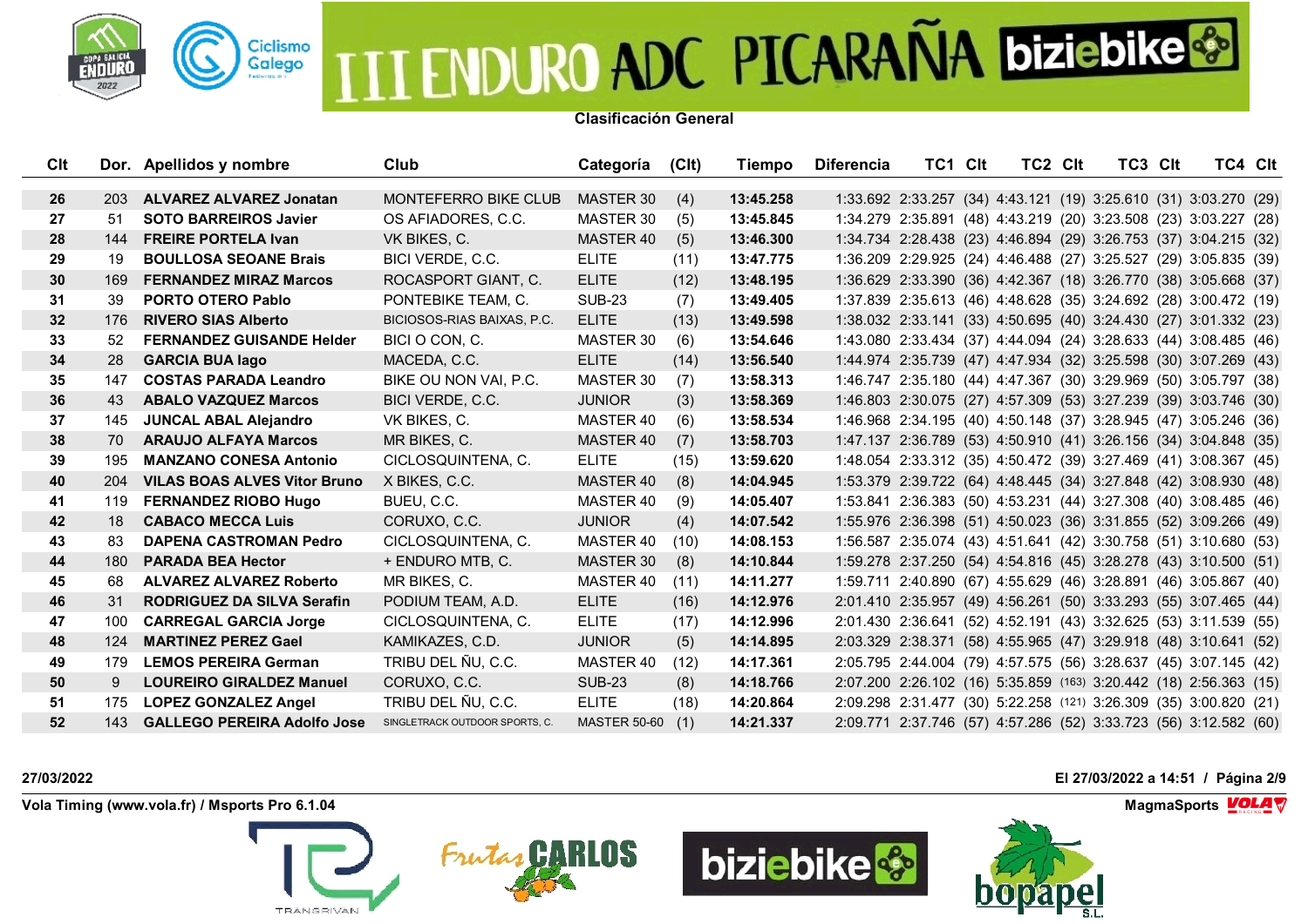# III ENDURO ADC PICARAÑA biziebike

**Clasificación General**

| Clt | Dor. | Apellidos y nombre | Club | Categoría | (Clt) | Tiempo | Diferencia | TC1 | Clt | TC2 | Clt | TC3 | Clt | TC4 | Clt |
|---|---|---|---|---|---|---|---|---|---|---|---|---|---|---|---|
| 26 | 203 | **ALVAREZ ALVAREZ Jonatan** | MONTEFERRO BIKE CLUB | MASTER 30 | (4) | **13:45.258** | 1:33.692 | 2:33.257 | (34) | 4:43.121 | (19) | 3:25.610 | (31) | 3:03.270 | (29) |
| 27 | 51 | **SOTO BARREIROS Javier** | OS AFIADORES, C.C. | MASTER 30 | (5) | **13:45.845** | 1:34.279 | 2:35.891 | (48) | 4:43.219 | (20) | 3:23.508 | (23) | 3:03.227 | (28) |
| 28 | 144 | **FREIRE PORTELA Ivan** | VK BIKES, C. | MASTER 40 | (5) | **13:46.300** | 1:34.734 | 2:28.438 | (23) | 4:46.894 | (29) | 3:26.753 | (37) | 3:04.215 | (32) |
| 29 | 19 | **BOULLOSA SEOANE Brais** | BICI VERDE, C.C. | ELITE | (11) | **13:47.775** | 1:36.209 | 2:29.925 | (24) | 4:46.488 | (27) | 3:25.527 | (29) | 3:05.835 | (39) |
| 30 | 169 | **FERNANDEZ MIRAZ Marcos** | ROCASPORT GIANT, C. | ELITE | (12) | **13:48.195** | 1:36.629 | 2:33.390 | (36) | 4:42.367 | (18) | 3:26.770 | (38) | 3:05.668 | (37) |
| 31 | 39 | **PORTO OTERO Pablo** | PONTEBIKE TEAM, C. | SUB-23 | (7) | **13:49.405** | 1:37.839 | 2:35.613 | (46) | 4:48.628 | (35) | 3:24.692 | (28) | 3:00.472 | (19) |
| 32 | 176 | **RIVERO SIAS Alberto** | BICIOSOS-RIAS BAIXAS, P.C. | ELITE | (13) | **13:49.598** | 1:38.032 | 2:33.141 | (33) | 4:50.695 | (40) | 3:24.430 | (27) | 3:01.332 | (23) |
| 33 | 52 | **FERNANDEZ GUISANDE Helder** | BICI O CON, C. | MASTER 30 | (6) | **13:54.646** | 1:43.080 | 2:33.434 | (37) | 4:44.094 | (24) | 3:28.633 | (44) | 3:08.485 | (46) |
| 34 | 28 | **GARCIA BUA Iago** | MACEDA, C.C. | ELITE | (14) | **13:56.540** | 1:44.974 | 2:35.739 | (47) | 4:47.934 | (32) | 3:25.598 | (30) | 3:07.269 | (43) |
| 35 | 147 | **COSTAS PARADA Leandro** | BIKE OU NON VAI, P.C. | MASTER 30 | (7) | **13:58.313** | 1:46.747 | 2:35.180 | (44) | 4:47.367 | (30) | 3:29.969 | (50) | 3:05.797 | (38) |
| 36 | 43 | **ABALO VAZQUEZ Marcos** | BICI VERDE, C.C. | JUNIOR | (3) | **13:58.369** | 1:46.803 | 2:30.075 | (27) | 4:57.309 | (53) | 3:27.239 | (39) | 3:03.746 | (30) |
| 37 | 145 | **JUNCAL ABAL Alejandro** | VK BIKES, C. | MASTER 40 | (6) | **13:58.534** | 1:46.968 | 2:34.195 | (40) | 4:51.148 | (37) | 3:28.945 | (47) | 3:05.246 | (36) |
| 38 | 70 | **ARAUJO ALFAYA Marcos** | MR BIKES, C. | MASTER 40 | (7) | **13:58.703** | 1:47.137 | 2:36.789 | (53) | 4:50.910 | (41) | 3:26.156 | (34) | 3:04.848 | (35) |
| 39 | 195 | **MANZANO CONESA Antonio** | CICLOSQUINTENA, C. | ELITE | (15) | **13:59.620** | 1:48.054 | 2:33.312 | (35) | 4:50.472 | (39) | 3:27.469 | (41) | 3:08.367 | (45) |
| 40 | 204 | **VILAS BOAS ALVES Vitor Bruno** | X BIKES, C.C. | MASTER 40 | (8) | **14:04.945** | 1:53.379 | 2:39.722 | (64) | 4:48.445 | (34) | 3:27.848 | (42) | 3:08.930 | (48) |
| 41 | 119 | **FERNANDEZ RIOBO Hugo** | BUEU, C.C. | MASTER 40 | (9) | **14:05.407** | 1:53.841 | 2:36.383 | (50) | 4:53.231 | (44) | 3:27.308 | (40) | 3:08.485 | (46) |
| 42 | 18 | **CABACO MECCA Luis** | CORUXO, C.C. | JUNIOR | (4) | **14:07.542** | 1:55.976 | 2:36.398 | (51) | 4:50.023 | (36) | 3:31.855 | (52) | 3:09.266 | (49) |
| 43 | 83 | **DAPENA CASTROMAN Pedro** | CICLOSQUINTENA, C. | MASTER 40 | (10) | **14:08.153** | 1:56.587 | 2:35.074 | (43) | 4:51.641 | (42) | 3:30.758 | (51) | 3:10.680 | (53) |
| 44 | 180 | **PARADA BEA Hector** | + ENDURO MTB, C. | MASTER 30 | (8) | **14:10.844** | 1:59.278 | 2:37.250 | (54) | 4:54.816 | (45) | 3:28.278 | (43) | 3:10.500 | (51) |
| 45 | 68 | **ALVAREZ ALVAREZ Roberto** | MR BIKES, C. | MASTER 40 | (11) | **14:11.277** | 1:59.711 | 2:40.890 | (67) | 4:55.629 | (46) | 3:28.891 | (46) | 3:05.867 | (40) |
| 46 | 31 | **RODRIGUEZ DA SILVA Serafin** | PODIUM TEAM, A.D. | ELITE | (16) | **14:12.976** | 2:01.410 | 2:35.957 | (49) | 4:56.261 | (50) | 3:33.293 | (55) | 3:07.465 | (44) |
| 47 | 100 | **CARREGAL GARCIA Jorge** | CICLOSQUINTENA, C. | ELITE | (17) | **14:12.996** | 2:01.430 | 2:36.641 | (52) | 4:52.191 | (43) | 3:32.625 | (53) | 3:11.539 | (55) |
| 48 | 124 | **MARTINEZ PEREZ Gael** | KAMIKAZES, C.D. | JUNIOR | (5) | **14:14.895** | 2:03.329 | 2:38.371 | (58) | 4:55.965 | (47) | 3:29.918 | (48) | 3:10.641 | (52) |
| 49 | 179 | **LEMOS PEREIRA German** | TRIBU DEL ÑU, C.C. | MASTER 40 | (12) | **14:17.361** | 2:05.795 | 2:44.004 | (79) | 4:57.575 | (56) | 3:28.637 | (45) | 3:07.145 | (42) |
| 50 | 9 | **LOUREIRO GIRALDEZ Manuel** | CORUXO, C.C. | SUB-23 | (8) | **14:18.766** | 2:07.200 | 2:26.102 | (16) | 5:35.859 | (163) | 3:20.442 | (18) | 2:56.363 | (15) |
| 51 | 175 | **LOPEZ GONZALEZ Angel** | TRIBU DEL ÑU, C.C. | ELITE | (18) | **14:20.864** | 2:09.298 | 2:31.477 | (30) | 5:22.258 | (121) | 3:26.309 | (35) | 3:00.820 | (21) |
| 52 | 143 | **GALLEGO PEREIRA Adolfo Jose** | SINGLETRACK OUTDOOR SPORTS, C. | MASTER 50-60 | (1) | **14:21.337** | 2:09.771 | 2:37.746 | (57) | 4:57.286 | (52) | 3:33.723 | (56) | 3:12.582 | (60) |

**27/03/2022** **El 27/03/2022 a 14:51**

**Vola Timing (www.vola.fr) / Msports Pro 6.1.04** **MagmaSports**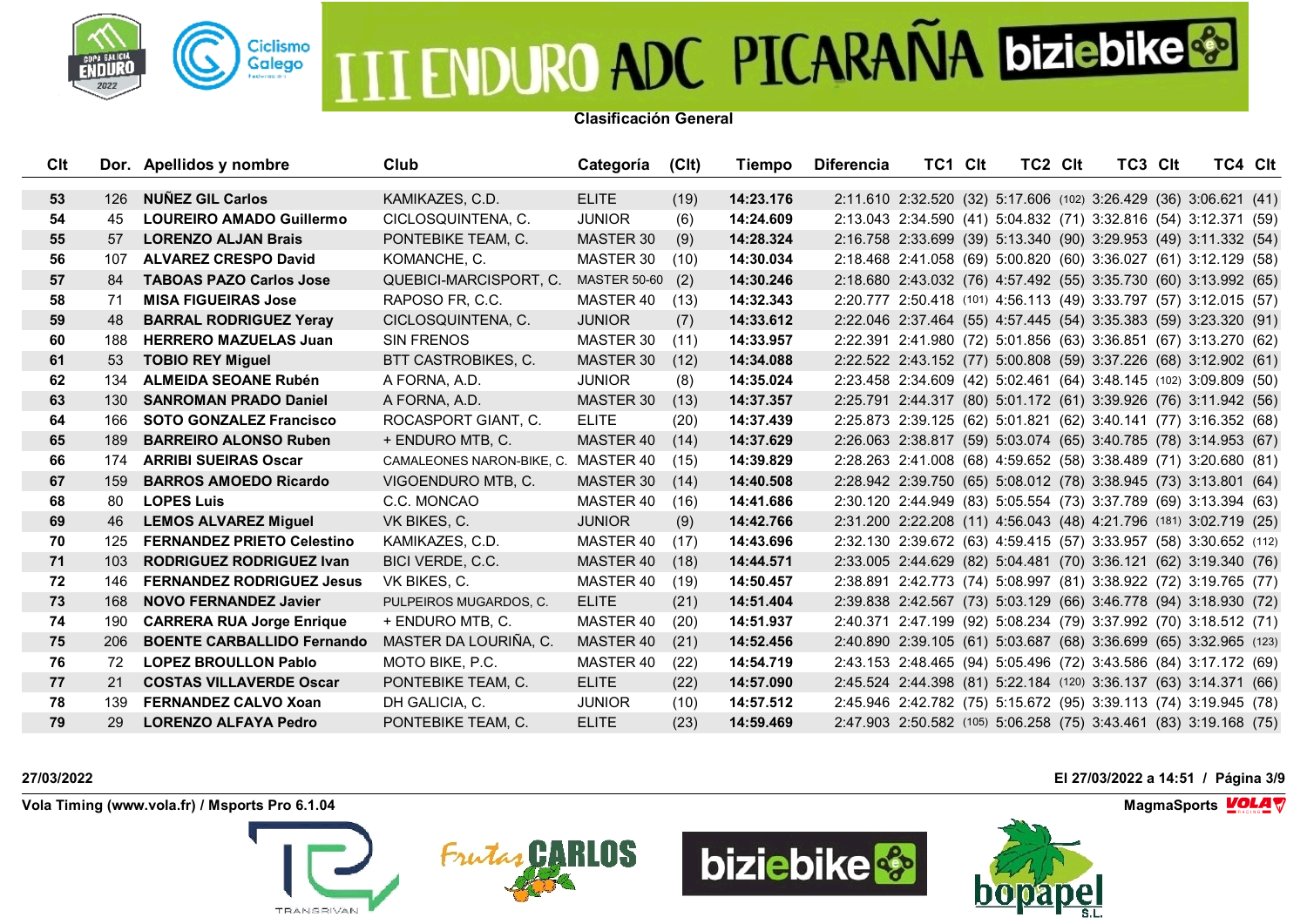# III ENDURO ADC PICARAÑA biziebike

**Clasificación General**

| Clt | Dor. | Apellidos y nombre | Club | Categoría | (Clt) | Tiempo | Diferencia | TC1 | Clt | TC2 | Clt | TC3 | Clt | TC4 | Clt |
|---|---|---|---|---|---|---|---|---|---|---|---|---|---|---|---|
| 53 | 126 | **NUÑEZ GIL Carlos** | KAMIKAZES, C.D. | ELITE | (19) | **14:23.176** | 2:11.610 | 2:32.520 | (32) | 5:17.606 | (102) | 3:26.429 | (36) | 3:06.621 | (41) |
| 54 | 45 | **LOUREIRO AMADO Guillermo** | CICLOSQUINTENA, C. | JUNIOR | (6) | **14:24.609** | 2:13.043 | 2:34.590 | (41) | 5:04.832 | (71) | 3:32.816 | (54) | 3:12.371 | (59) |
| 55 | 57 | **LORENZO ALJAN Brais** | PONTEBIKE TEAM, C. | MASTER 30 | (9) | **14:28.324** | 2:16.758 | 2:33.699 | (39) | 5:13.340 | (90) | 3:29.953 | (49) | 3:11.332 | (54) |
| 56 | 107 | **ALVAREZ CRESPO David** | KOMANCHE, C. | MASTER 30 | (10) | **14:30.034** | 2:18.468 | 2:41.058 | (69) | 5:00.820 | (60) | 3:36.027 | (61) | 3:12.129 | (58) |
| 57 | 84 | **TABOAS PAZO Carlos Jose** | QUEBICI-MARCISPORT, C. | MASTER 50-60 | (2) | **14:30.246** | 2:18.680 | 2:43.032 | (76) | 4:57.492 | (55) | 3:35.730 | (60) | 3:13.992 | (65) |
| 58 | 71 | **MISA FIGUEIRAS Jose** | RAPOSO FR, C.C. | MASTER 40 | (13) | **14:32.343** | 2:20.777 | 2:50.418 | (101) | 4:56.113 | (49) | 3:33.797 | (57) | 3:12.015 | (57) |
| 59 | 48 | **BARRAL RODRIGUEZ Yeray** | CICLOSQUINTENA, C. | JUNIOR | (7) | **14:33.612** | 2:22.046 | 2:37.464 | (55) | 4:57.445 | (54) | 3:35.383 | (59) | 3:23.320 | (91) |
| 60 | 188 | **HERRERO MAZUELAS Juan** | SIN FRENOS | MASTER 30 | (11) | **14:33.957** | 2:22.391 | 2:41.980 | (72) | 5:01.856 | (63) | 3:36.851 | (67) | 3:13.270 | (62) |
| 61 | 53 | **TOBIO REY Miguel** | BTT CASTROBIKES, C. | MASTER 30 | (12) | **14:34.088** | 2:22.522 | 2:43.152 | (77) | 5:00.808 | (59) | 3:37.226 | (68) | 3:12.902 | (61) |
| 62 | 134 | **ALMEIDA SEOANE Rubén** | A FORNA, A.D. | JUNIOR | (8) | **14:35.024** | 2:23.458 | 2:34.609 | (42) | 5:02.461 | (64) | 3:48.145 | (102) | 3:09.809 | (50) |
| 63 | 130 | **SANROMAN PRADO Daniel** | A FORNA, A.D. | MASTER 30 | (13) | **14:37.357** | 2:25.791 | 2:44.317 | (80) | 5:01.172 | (61) | 3:39.926 | (76) | 3:11.942 | (56) |
| 64 | 166 | **SOTO GONZALEZ Francisco** | ROCASPORT GIANT, C. | ELITE | (20) | **14:37.439** | 2:25.873 | 2:39.125 | (62) | 5:01.821 | (62) | 3:40.141 | (77) | 3:16.352 | (68) |
| 65 | 189 | **BARREIRO ALONSO Ruben** | + ENDURO MTB, C. | MASTER 40 | (14) | **14:37.629** | 2:26.063 | 2:38.817 | (59) | 5:03.074 | (65) | 3:40.785 | (78) | 3:14.953 | (67) |
| 66 | 174 | **ARRIBI SUEIRAS Oscar** | CAMALEONES NARON-BIKE, C. | MASTER 40 | (15) | **14:39.829** | 2:28.263 | 2:41.008 | (68) | 4:59.652 | (58) | 3:38.489 | (71) | 3:20.680 | (81) |
| 67 | 159 | **BARROS AMOEDO Ricardo** | VIGOENDURO MTB, C. | MASTER 30 | (14) | **14:40.508** | 2:28.942 | 2:39.750 | (65) | 5:08.012 | (78) | 3:38.945 | (73) | 3:13.801 | (64) |
| 68 | 80 | **LOPES Luis** | C.C. MONCAO | MASTER 40 | (16) | **14:41.686** | 2:30.120 | 2:44.949 | (83) | 5:05.554 | (73) | 3:37.789 | (69) | 3:13.394 | (63) |
| 69 | 46 | **LEMOS ALVAREZ Miguel** | VK BIKES, C. | JUNIOR | (9) | **14:42.766** | 2:31.200 | 2:22.208 | (11) | 4:56.043 | (48) | 4:21.796 | (181) | 3:02.719 | (25) |
| 70 | 125 | **FERNANDEZ PRIETO Celestino** | KAMIKAZES, C.D. | MASTER 40 | (17) | **14:43.696** | 2:32.130 | 2:39.672 | (63) | 4:59.415 | (57) | 3:33.957 | (58) | 3:30.652 | (112) |
| 71 | 103 | **RODRIGUEZ RODRIGUEZ Ivan** | BICI VERDE, C.C. | MASTER 40 | (18) | **14:44.571** | 2:33.005 | 2:44.629 | (82) | 5:04.481 | (70) | 3:36.121 | (62) | 3:19.340 | (76) |
| 72 | 146 | **FERNANDEZ RODRIGUEZ Jesus** | VK BIKES, C. | MASTER 40 | (19) | **14:50.457** | 2:38.891 | 2:42.773 | (74) | 5:08.997 | (81) | 3:38.922 | (72) | 3:19.765 | (77) |
| 73 | 168 | **NOVO FERNANDEZ Javier** | PULPEIROS MUGARDOS, C. | ELITE | (21) | **14:51.404** | 2:39.838 | 2:42.567 | (73) | 5:03.129 | (66) | 3:46.778 | (94) | 3:18.930 | (72) |
| 74 | 190 | **CARRERA RUA Jorge Enrique** | + ENDURO MTB, C. | MASTER 40 | (20) | **14:51.937** | 2:40.371 | 2:47.199 | (92) | 5:08.234 | (79) | 3:37.992 | (70) | 3:18.512 | (71) |
| 75 | 206 | **BOENTE CARBALLIDO Fernando** | MASTER DA LOURIÑA, C. | MASTER 40 | (21) | **14:52.456** | 2:40.890 | 2:39.105 | (61) | 5:03.687 | (68) | 3:36.699 | (65) | 3:32.965 | (123) |
| 76 | 72 | **LOPEZ BROULLON Pablo** | MOTO BIKE, P.C. | MASTER 40 | (22) | **14:54.719** | 2:43.153 | 2:48.465 | (94) | 5:05.496 | (72) | 3:43.586 | (84) | 3:17.172 | (69) |
| 77 | 21 | **COSTAS VILLAVERDE Oscar** | PONTEBIKE TEAM, C. | ELITE | (22) | **14:57.090** | 2:45.524 | 2:44.398 | (81) | 5:22.184 | (120) | 3:36.137 | (63) | 3:14.371 | (66) |
| 78 | 139 | **FERNANDEZ CALVO Xoan** | DH GALICIA, C. | JUNIOR | (10) | **14:57.512** | 2:45.946 | 2:42.782 | (75) | 5:15.672 | (95) | 3:39.113 | (74) | 3:19.945 | (78) |
| 79 | 29 | **LORENZO ALFAYA Pedro** | PONTEBIKE TEAM, C. | ELITE | (23) | **14:59.469** | 2:47.903 | 2:50.582 | (105) | 5:06.258 | (75) | 3:43.461 | (83) | 3:19.168 | (75) |

**27/03/2022** **El 27/03/2022 a 14:51**

**Vola Timing (www.vola.fr) / Msports Pro 6.1.04** **MagmaSports**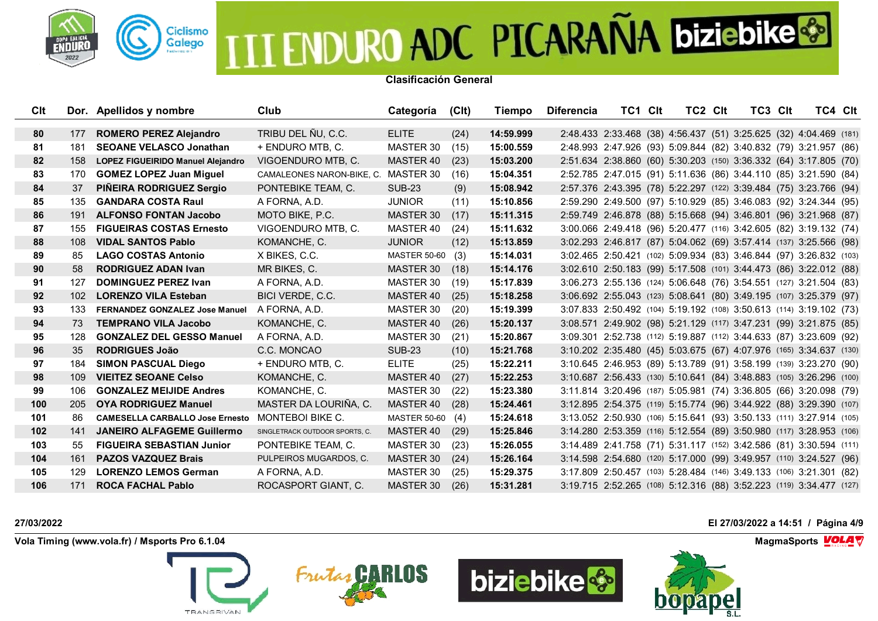# III ENDURO ADC PICARAÑA biziebike

**Clasificación General**

| Clt | Dor. | Apellidos y nombre | Club | Categoría | (Clt) | Tiempo | Diferencia | TC1 | Clt | TC2 | Clt | TC3 | Clt | TC4 | Clt |
|---|---|---|---|---|---|---|---|---|---|---|---|---|---|---|---|
| 80 | 177 | ROMERO PEREZ Alejandro | TRIBU DEL ÑU, C.C. | ELITE | (24) | 14:59.999 | 2:48.433 | 2:33.468 | (38) | 4:56.437 | (51) | 3:25.625 | (32) | 4:04.469 | (181) |
| 81 | 181 | SEOANE VELASCO Jonathan | + ENDURO MTB, C. | MASTER 30 | (15) | 15:00.559 | 2:48.993 | 2:47.926 | (93) | 5:09.844 | (82) | 3:40.832 | (79) | 3:21.957 | (86) |
| 82 | 158 | LOPEZ FIGUEIRIDO Manuel Alejandro | VIGOENDURO MTB, C. | MASTER 40 | (23) | 15:03.200 | 2:51.634 | 2:38.860 | (60) | 5:30.203 | (150) | 3:36.332 | (64) | 3:17.805 | (70) |
| 83 | 170 | GOMEZ LOPEZ Juan Miguel | CAMALEONES NARON-BIKE, C. | MASTER 30 | (16) | 15:04.351 | 2:52.785 | 2:47.015 | (91) | 5:11.636 | (86) | 3:44.110 | (85) | 3:21.590 | (84) |
| 84 | 37 | PIÑEIRA RODRIGUEZ Sergio | PONTEBIKE TEAM, C. | SUB-23 | (9) | 15:08.942 | 2:57.376 | 2:43.395 | (78) | 5:22.297 | (122) | 3:39.484 | (75) | 3:23.766 | (94) |
| 85 | 135 | GANDARA COSTA Raul | A FORNA, A.D. | JUNIOR | (11) | 15:10.856 | 2:59.290 | 2:49.500 | (97) | 5:10.929 | (85) | 3:46.083 | (92) | 3:24.344 | (95) |
| 86 | 191 | ALFONSO FONTAN Jacobo | MOTO BIKE, P.C. | MASTER 30 | (17) | 15:11.315 | 2:59.749 | 2:46.878 | (88) | 5:15.668 | (94) | 3:46.801 | (96) | 3:21.968 | (87) |
| 87 | 155 | FIGUEIRAS COSTAS Ernesto | VIGOENDURO MTB, C. | MASTER 40 | (24) | 15:11.632 | 3:00.066 | 2:49.418 | (96) | 5:20.477 | (116) | 3:42.605 | (82) | 3:19.132 | (74) |
| 88 | 108 | VIDAL SANTOS Pablo | KOMANCHE, C. | JUNIOR | (12) | 15:13.859 | 3:02.293 | 2:46.817 | (87) | 5:04.062 | (69) | 3:57.414 | (137) | 3:25.566 | (98) |
| 89 | 85 | LAGO COSTAS Antonio | X BIKES, C.C. | MASTER 50-60 | (3) | 15:14.031 | 3:02.465 | 2:50.421 | (102) | 5:09.934 | (83) | 3:46.844 | (97) | 3:26.832 | (103) |
| 90 | 58 | RODRIGUEZ ADAN Ivan | MR BIKES, C. | MASTER 30 | (18) | 15:14.176 | 3:02.610 | 2:50.183 | (99) | 5:17.508 | (101) | 3:44.473 | (86) | 3:22.012 | (88) |
| 91 | 127 | DOMINGUEZ PEREZ Ivan | A FORNA, A.D. | MASTER 30 | (19) | 15:17.839 | 3:06.273 | 2:55.136 | (124) | 5:06.648 | (76) | 3:54.551 | (127) | 3:21.504 | (83) |
| 92 | 102 | LORENZO VILA Esteban | BICI VERDE, C.C. | MASTER 40 | (25) | 15:18.258 | 3:06.692 | 2:55.043 | (123) | 5:08.641 | (80) | 3:49.195 | (107) | 3:25.379 | (97) |
| 93 | 133 | FERNANDEZ GONZALEZ Jose Manuel | A FORNA, A.D. | MASTER 30 | (20) | 15:19.399 | 3:07.833 | 2:50.492 | (104) | 5:19.192 | (108) | 3:50.613 | (114) | 3:19.102 | (73) |
| 94 | 73 | TEMPRANO VILA Jacobo | KOMANCHE, C. | MASTER 40 | (26) | 15:20.137 | 3:08.571 | 2:49.902 | (98) | 5:21.129 | (117) | 3:47.231 | (99) | 3:21.875 | (85) |
| 95 | 128 | GONZALEZ DEL GESSO Manuel | A FORNA, A.D. | MASTER 30 | (21) | 15:20.867 | 3:09.301 | 2:52.738 | (112) | 5:19.887 | (112) | 3:44.633 | (87) | 3:23.609 | (92) |
| 96 | 35 | RODRIGUES João | C.C. MONCAO | SUB-23 | (10) | 15:21.768 | 3:10.202 | 2:35.480 | (45) | 5:03.675 | (67) | 4:07.976 | (165) | 3:34.637 | (130) |
| 97 | 184 | SIMON PASCUAL Diego | + ENDURO MTB, C. | ELITE | (25) | 15:22.211 | 3:10.645 | 2:46.953 | (89) | 5:13.789 | (91) | 3:58.199 | (139) | 3:23.270 | (90) |
| 98 | 109 | VIEITEZ SEOANE Celso | KOMANCHE, C. | MASTER 40 | (27) | 15:22.253 | 3:10.687 | 2:56.433 | (130) | 5:10.641 | (84) | 3:48.883 | (105) | 3:26.296 | (100) |
| 99 | 106 | GONZALEZ MEIJIDE Andres | KOMANCHE, C. | MASTER 30 | (22) | 15:23.380 | 3:11.814 | 3:20.496 | (187) | 5:05.981 | (74) | 3:36.805 | (66) | 3:20.098 | (79) |
| 100 | 205 | OYA RODRIGUEZ Manuel | MASTER DA LOURIÑA, C. | MASTER 40 | (28) | 15:24.461 | 3:12.895 | 2:54.375 | (119) | 5:15.774 | (96) | 3:44.922 | (88) | 3:29.390 | (107) |
| 101 | 86 | CAMESELLA CARBALLO Jose Ernesto | MONTEBOI BIKE C. | MASTER 50-60 | (4) | 15:24.618 | 3:13.052 | 2:50.930 | (106) | 5:15.641 | (93) | 3:50.133 | (111) | 3:27.914 | (105) |
| 102 | 141 | JANEIRO ALFAGEME Guillermo | SINGLETRACK OUTDOOR SPORTS, C. | MASTER 40 | (29) | 15:25.846 | 3:14.280 | 2:53.359 | (116) | 5:12.554 | (89) | 3:50.980 | (117) | 3:28.953 | (106) |
| 103 | 55 | FIGUEIRA SEBASTIAN Junior | PONTEBIKE TEAM, C. | MASTER 30 | (23) | 15:26.055 | 3:14.489 | 2:41.758 | (71) | 5:31.117 | (152) | 3:42.586 | (81) | 3:30.594 | (111) |
| 104 | 161 | PAZOS VAZQUEZ Brais | PULPEIROS MUGARDOS, C. | MASTER 30 | (24) | 15:26.164 | 3:14.598 | 2:54.680 | (120) | 5:17.000 | (99) | 3:49.957 | (110) | 3:24.527 | (96) |
| 105 | 129 | LORENZO LEMOS German | A FORNA, A.D. | MASTER 30 | (25) | 15:29.375 | 3:17.809 | 2:50.457 | (103) | 5:28.484 | (146) | 3:49.133 | (106) | 3:21.301 | (82) |
| 106 | 171 | ROCA FACHAL Pablo | ROCASPORT GIANT, C. | MASTER 30 | (26) | 15:31.281 | 3:19.715 | 2:52.265 | (108) | 5:12.316 | (88) | 3:52.223 | (119) | 3:34.477 | (127) |

27/03/2022 — El 27/03/2022 a 14:51

Vola Timing (www.vola.fr) / Msports Pro 6.1.04 — MagmaSports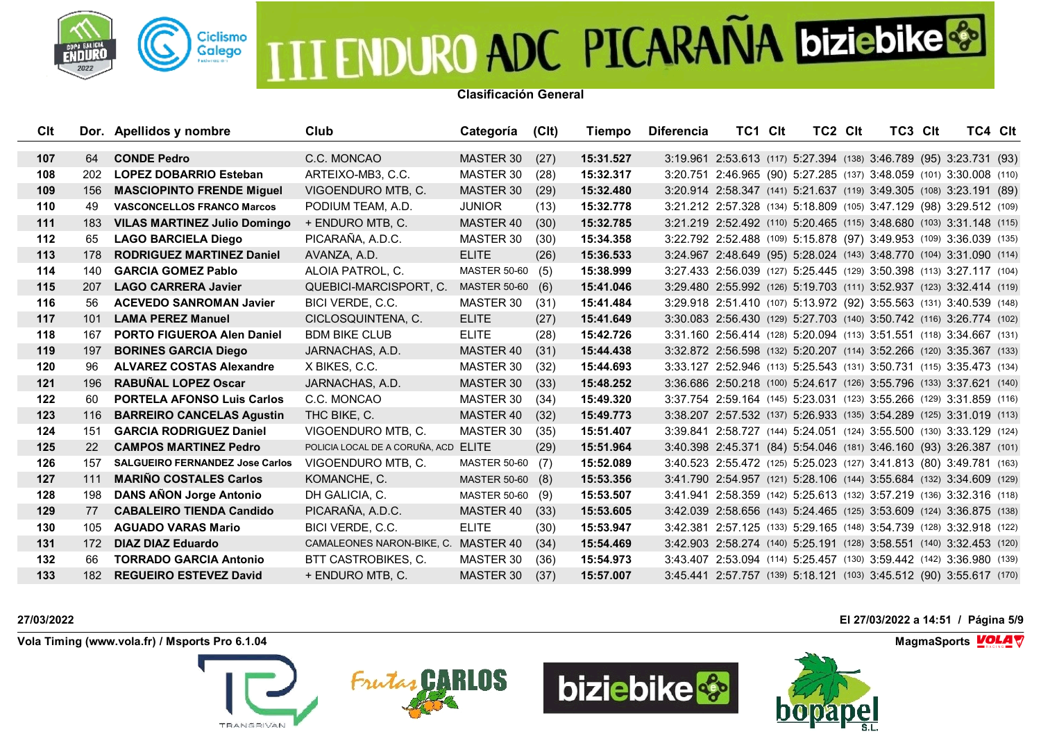# III ENDURO ADC PICARAÑA biziebike

**Clasificación General**

| Clt | Dor. | Apellidos y nombre | Club | Categoría | (Clt) | Tiempo | Diferencia | TC1 | Clt | TC2 | Clt | TC3 | Clt | TC4 | Clt |
|---|---|---|---|---|---|---|---|---|---|---|---|---|---|---|---|
| 107 | 64 | **CONDE Pedro** | C.C. MONCAO | MASTER 30 | (27) | **15:31.527** | 3:19.961 | 2:53.613 | (117) | 5:27.394 | (138) | 3:46.789 | (95) | 3:23.731 | (93) |
| 108 | 202 | **LOPEZ DOBARRIO Esteban** | ARTEIXO-MB3, C.C. | MASTER 30 | (28) | **15:32.317** | 3:20.751 | 2:46.965 | (90) | 5:27.285 | (137) | 3:48.059 | (101) | 3:30.008 | (110) |
| 109 | 156 | **MASCIOPINTO FRENDE Miguel** | VIGOENDURO MTB, C. | MASTER 30 | (29) | **15:32.480** | 3:20.914 | 2:58.347 | (141) | 5:21.637 | (119) | 3:49.305 | (108) | 3:23.191 | (89) |
| 110 | 49 | **VASCONCELLOS FRANCO Marcos** | PODIUM TEAM, A.D. | JUNIOR | (13) | **15:32.778** | 3:21.212 | 2:57.328 | (134) | 5:18.809 | (105) | 3:47.129 | (98) | 3:29.512 | (109) |
| 111 | 183 | **VILAS MARTINEZ Julio Domingo** | + ENDURO MTB, C. | MASTER 40 | (30) | **15:32.785** | 3:21.219 | 2:52.492 | (110) | 5:20.465 | (115) | 3:48.680 | (103) | 3:31.148 | (115) |
| 112 | 65 | **LAGO BARCIELA Diego** | PICARAÑA, A.D.C. | MASTER 30 | (30) | **15:34.358** | 3:22.792 | 2:52.488 | (109) | 5:15.878 | (97) | 3:49.953 | (109) | 3:36.039 | (135) |
| 113 | 178 | **RODRIGUEZ MARTINEZ Daniel** | AVANZA, A.D. | ELITE | (26) | **15:36.533** | 3:24.967 | 2:48.649 | (95) | 5:28.024 | (143) | 3:48.770 | (104) | 3:31.090 | (114) |
| 114 | 140 | **GARCIA GOMEZ Pablo** | ALOIA PATROL, C. | MASTER 50-60 | (5) | **15:38.999** | 3:27.433 | 2:56.039 | (127) | 5:25.445 | (129) | 3:50.398 | (113) | 3:27.117 | (104) |
| 115 | 207 | **LAGO CARRERA Javier** | QUEBICI-MARCISPORT, C. | MASTER 50-60 | (6) | **15:41.046** | 3:29.480 | 2:55.992 | (126) | 5:19.703 | (111) | 3:52.937 | (123) | 3:32.414 | (119) |
| 116 | 56 | **ACEVEDO SANROMAN Javier** | BICI VERDE, C.C. | MASTER 30 | (31) | **15:41.484** | 3:29.918 | 2:51.410 | (107) | 5:13.972 | (92) | 3:55.563 | (131) | 3:40.539 | (148) |
| 117 | 101 | **LAMA PEREZ Manuel** | CICLOSQUINTENA, C. | ELITE | (27) | **15:41.649** | 3:30.083 | 2:56.430 | (129) | 5:27.703 | (140) | 3:50.742 | (116) | 3:26.774 | (102) |
| 118 | 167 | **PORTO FIGUEROA Alen Daniel** | BDM BIKE CLUB | ELITE | (28) | **15:42.726** | 3:31.160 | 2:56.414 | (128) | 5:20.094 | (113) | 3:51.551 | (118) | 3:34.667 | (131) |
| 119 | 197 | **BORINES GARCIA Diego** | JARNACHAS, A.D. | MASTER 40 | (31) | **15:44.438** | 3:32.872 | 2:56.598 | (132) | 5:20.207 | (114) | 3:52.266 | (120) | 3:35.367 | (133) |
| 120 | 96 | **ALVAREZ COSTAS Alexandre** | X BIKES, C.C. | MASTER 30 | (32) | **15:44.693** | 3:33.127 | 2:52.946 | (113) | 5:25.543 | (131) | 3:50.731 | (115) | 3:35.473 | (134) |
| 121 | 196 | **RABUÑAL LOPEZ Oscar** | JARNACHAS, A.D. | MASTER 30 | (33) | **15:48.252** | 3:36.686 | 2:50.218 | (100) | 5:24.617 | (126) | 3:55.796 | (133) | 3:37.621 | (140) |
| 122 | 60 | **PORTELA AFONSO Luis Carlos** | C.C. MONCAO | MASTER 30 | (34) | **15:49.320** | 3:37.754 | 2:59.164 | (145) | 5:23.031 | (123) | 3:55.266 | (129) | 3:31.859 | (116) |
| 123 | 116 | **BARREIRO CANCELAS Agustin** | THC BIKE, C. | MASTER 40 | (32) | **15:49.773** | 3:38.207 | 2:57.532 | (137) | 5:26.933 | (135) | 3:54.289 | (125) | 3:31.019 | (113) |
| 124 | 151 | **GARCIA RODRIGUEZ Daniel** | VIGOENDURO MTB, C. | MASTER 30 | (35) | **15:51.407** | 3:39.841 | 2:58.727 | (144) | 5:24.051 | (124) | 3:55.500 | (130) | 3:33.129 | (124) |
| 125 | 22 | **CAMPOS MARTINEZ Pedro** | POLICIA LOCAL DE A CORUÑA, ACD | ELITE | (29) | **15:51.964** | 3:40.398 | 2:45.371 | (84) | 5:54.046 | (181) | 3:46.160 | (93) | 3:26.387 | (101) |
| 126 | 157 | **SALGUEIRO FERNANDEZ Jose Carlos** | VIGOENDURO MTB, C. | MASTER 50-60 | (7) | **15:52.089** | 3:40.523 | 2:55.472 | (125) | 5:25.023 | (127) | 3:41.813 | (80) | 3:49.781 | (163) |
| 127 | 111 | **MARIÑO COSTALES Carlos** | KOMANCHE, C. | MASTER 50-60 | (8) | **15:53.356** | 3:41.790 | 2:54.957 | (121) | 5:28.106 | (144) | 3:55.684 | (132) | 3:34.609 | (129) |
| 128 | 198 | **DANS AÑON Jorge Antonio** | DH GALICIA, C. | MASTER 50-60 | (9) | **15:53.507** | 3:41.941 | 2:58.359 | (142) | 5:25.613 | (132) | 3:57.219 | (136) | 3:32.316 | (118) |
| 129 | 77 | **CABALEIRO TIENDA Candido** | PICARAÑA, A.D.C. | MASTER 40 | (33) | **15:53.605** | 3:42.039 | 2:58.656 | (143) | 5:24.465 | (125) | 3:53.609 | (124) | 3:36.875 | (138) |
| 130 | 105 | **AGUADO VARAS Mario** | BICI VERDE, C.C. | ELITE | (30) | **15:53.947** | 3:42.381 | 2:57.125 | (133) | 5:29.165 | (148) | 3:54.739 | (128) | 3:32.918 | (122) |
| 131 | 172 | **DIAZ DIAZ Eduardo** | CAMALEONES NARON-BIKE, C. | MASTER 40 | (34) | **15:54.469** | 3:42.903 | 2:58.274 | (140) | 5:25.191 | (128) | 3:58.551 | (140) | 3:32.453 | (120) |
| 132 | 66 | **TORRADO GARCIA Antonio** | BTT CASTROBIKES, C. | MASTER 30 | (36) | **15:54.973** | 3:43.407 | 2:53.094 | (114) | 5:25.457 | (130) | 3:59.442 | (142) | 3:36.980 | (139) |
| 133 | 182 | **REGUEIRO ESTEVEZ David** | + ENDURO MTB, C. | MASTER 30 | (37) | **15:57.007** | 3:45.441 | 2:57.757 | (139) | 5:18.121 | (103) | 3:45.512 | (90) | 3:55.617 | (170) |

**27/03/2022** **El 27/03/2022 a 14:51**

**Vola Timing (www.vola.fr) / Msports Pro 6.1.04** **MagmaSports**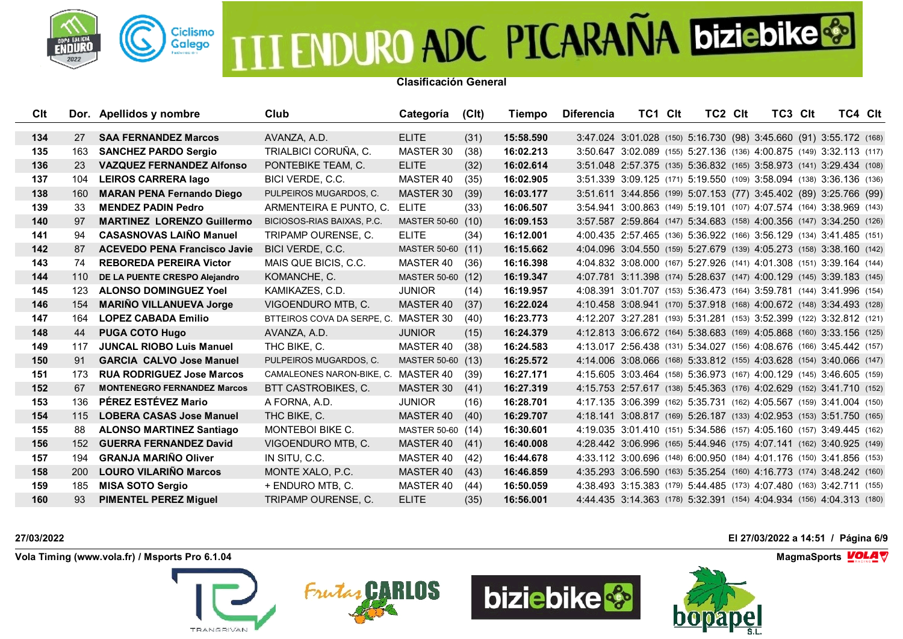# III ENDURO ADC PICARAÑA biziebike

**Clasificación General**

| Clt | Dor. | Apellidos y nombre | Club | Categoría | (Clt) | Tiempo | Diferencia | TC1 | Clt | TC2 | Clt | TC3 | Clt | TC4 | Clt |
|---|---|---|---|---|---|---|---|---|---|---|---|---|---|---|---|
| 134 | 27 | SAA FERNANDEZ Marcos | AVANZA, A.D. | ELITE | (31) | 15:58.590 | 3:47.024 | 3:01.028 | (150) | 5:16.730 | (98) | 3:45.660 | (91) | 3:55.172 | (168) |
| 135 | 163 | SANCHEZ PARDO Sergio | TRIALBICI CORUÑA, C. | MASTER 30 | (38) | 16:02.213 | 3:50.647 | 3:02.089 | (155) | 5:27.136 | (136) | 4:00.875 | (149) | 3:32.113 | (117) |
| 136 | 23 | VAZQUEZ FERNANDEZ Alfonso | PONTEBIKE TEAM, C. | ELITE | (32) | 16:02.614 | 3:51.048 | 2:57.375 | (135) | 5:36.832 | (165) | 3:58.973 | (141) | 3:29.434 | (108) |
| 137 | 104 | LEIROS CARRERA Iago | BICI VERDE, C.C. | MASTER 40 | (35) | 16:02.905 | 3:51.339 | 3:09.125 | (171) | 5:19.550 | (109) | 3:58.094 | (138) | 3:36.136 | (136) |
| 138 | 160 | MARAN PENA Fernando Diego | PULPEIROS MUGARDOS, C. | MASTER 30 | (39) | 16:03.177 | 3:51.611 | 3:44.856 | (199) | 5:07.153 | (77) | 3:45.402 | (89) | 3:25.766 | (99) |
| 139 | 33 | MENDEZ PADIN Pedro | ARMENTEIRA E PUNTO, C. | ELITE | (33) | 16:06.507 | 3:54.941 | 3:00.863 | (149) | 5:19.101 | (107) | 4:07.574 | (164) | 3:38.969 | (143) |
| 140 | 97 | MARTINEZ LORENZO Guillermo | BICIOSOS-RIAS BAIXAS, P.C. | MASTER 50-60 | (10) | 16:09.153 | 3:57.587 | 2:59.864 | (147) | 5:34.683 | (158) | 4:00.356 | (147) | 3:34.250 | (126) |
| 141 | 94 | CASASNOVAS LAIÑO Manuel | TRIPAMP OURENSE, C. | ELITE | (34) | 16:12.001 | 4:00.435 | 2:57.465 | (136) | 5:36.922 | (166) | 3:56.129 | (134) | 3:41.485 | (151) |
| 142 | 87 | ACEVEDO PENA Francisco Javie | BICI VERDE, C.C. | MASTER 50-60 | (11) | 16:15.662 | 4:04.096 | 3:04.550 | (159) | 5:27.679 | (139) | 4:05.273 | (158) | 3:38.160 | (142) |
| 143 | 74 | REBOREDA PEREIRA Victor | MAIS QUE BICIS, C.C. | MASTER 40 | (36) | 16:16.398 | 4:04.832 | 3:08.000 | (167) | 5:27.926 | (141) | 4:01.308 | (151) | 3:39.164 | (144) |
| 144 | 110 | DE LA PUENTE CRESPO Alejandro | KOMANCHE, C. | MASTER 50-60 | (12) | 16:19.347 | 4:07.781 | 3:11.398 | (174) | 5:28.637 | (147) | 4:00.129 | (145) | 3:39.183 | (145) |
| 145 | 123 | ALONSO DOMINGUEZ Yoel | KAMIKAZES, C.D. | JUNIOR | (14) | 16:19.957 | 4:08.391 | 3:01.707 | (153) | 5:36.473 | (164) | 3:59.781 | (144) | 3:41.996 | (154) |
| 146 | 154 | MARIÑO VILLANUEVA Jorge | VIGOENDURO MTB, C. | MASTER 40 | (37) | 16:22.024 | 4:10.458 | 3:08.941 | (170) | 5:37.918 | (168) | 4:00.672 | (148) | 3:34.493 | (128) |
| 147 | 164 | LOPEZ CABADA Emilio | BTTEIROS COVA DA SERPE, C. | MASTER 30 | (40) | 16:23.773 | 4:12.207 | 3:27.281 | (193) | 5:31.281 | (153) | 3:52.399 | (122) | 3:32.812 | (121) |
| 148 | 44 | PUGA COTO Hugo | AVANZA, A.D. | JUNIOR | (15) | 16:24.379 | 4:12.813 | 3:06.672 | (164) | 5:38.683 | (169) | 4:05.868 | (160) | 3:33.156 | (125) |
| 149 | 117 | JUNCAL RIOBO Luis Manuel | THC BIKE, C. | MASTER 40 | (38) | 16:24.583 | 4:13.017 | 2:56.438 | (131) | 5:34.027 | (156) | 4:08.676 | (166) | 3:45.442 | (157) |
| 150 | 91 | GARCIA CALVO Jose Manuel | PULPEIROS MUGARDOS, C. | MASTER 50-60 | (13) | 16:25.572 | 4:14.006 | 3:08.066 | (168) | 5:33.812 | (155) | 4:03.628 | (154) | 3:40.066 | (147) |
| 151 | 173 | RUA RODRIGUEZ Jose Marcos | CAMALEONES NARON-BIKE, C. | MASTER 40 | (39) | 16:27.171 | 4:15.605 | 3:03.464 | (158) | 5:36.973 | (167) | 4:00.129 | (145) | 3:46.605 | (159) |
| 152 | 67 | MONTENEGRO FERNANDEZ Marcos | BTT CASTROBIKES, C. | MASTER 30 | (41) | 16:27.319 | 4:15.753 | 2:57.617 | (138) | 5:45.363 | (176) | 4:02.629 | (152) | 3:41.710 | (152) |
| 153 | 136 | PÉREZ ESTÉVEZ Mario | A FORNA, A.D. | JUNIOR | (16) | 16:28.701 | 4:17.135 | 3:06.399 | (162) | 5:35.731 | (162) | 4:05.567 | (159) | 3:41.004 | (150) |
| 154 | 115 | LOBERA CASAS Jose Manuel | THC BIKE, C. | MASTER 40 | (40) | 16:29.707 | 4:18.141 | 3:08.817 | (169) | 5:26.187 | (133) | 4:02.953 | (153) | 3:51.750 | (165) |
| 155 | 88 | ALONSO MARTINEZ Santiago | MONTEBOI BIKE C. | MASTER 50-60 | (14) | 16:30.601 | 4:19.035 | 3:01.410 | (151) | 5:34.586 | (157) | 4:05.160 | (157) | 3:49.445 | (162) |
| 156 | 152 | GUERRA FERNANDEZ David | VIGOENDURO MTB, C. | MASTER 40 | (41) | 16:40.008 | 4:28.442 | 3:06.996 | (165) | 5:44.946 | (175) | 4:07.141 | (162) | 3:40.925 | (149) |
| 157 | 194 | GRANJA MARIÑO Oliver | IN SITU, C.C. | MASTER 40 | (42) | 16:44.678 | 4:33.112 | 3:00.696 | (148) | 6:00.950 | (184) | 4:01.176 | (150) | 3:41.856 | (153) |
| 158 | 200 | LOURO VILARIÑO Marcos | MONTE XALO, P.C. | MASTER 40 | (43) | 16:46.859 | 4:35.293 | 3:06.590 | (163) | 5:35.254 | (160) | 4:16.773 | (174) | 3:48.242 | (160) |
| 159 | 185 | MISA SOTO Sergio | + ENDURO MTB, C. | MASTER 40 | (44) | 16:50.059 | 4:38.493 | 3:15.383 | (179) | 5:44.485 | (173) | 4:07.480 | (163) | 3:42.711 | (155) |
| 160 | 93 | PIMENTEL PEREZ Miguel | TRIPAMP OURENSE, C. | ELITE | (35) | 16:56.001 | 4:44.435 | 3:14.363 | (178) | 5:32.391 | (154) | 4:04.934 | (156) | 4:04.313 | (180) |

27/03/2022

El 27/03/2022 a 14:51

Vola Timing (www.vola.fr) / Msports Pro 6.1.04

MagmaSports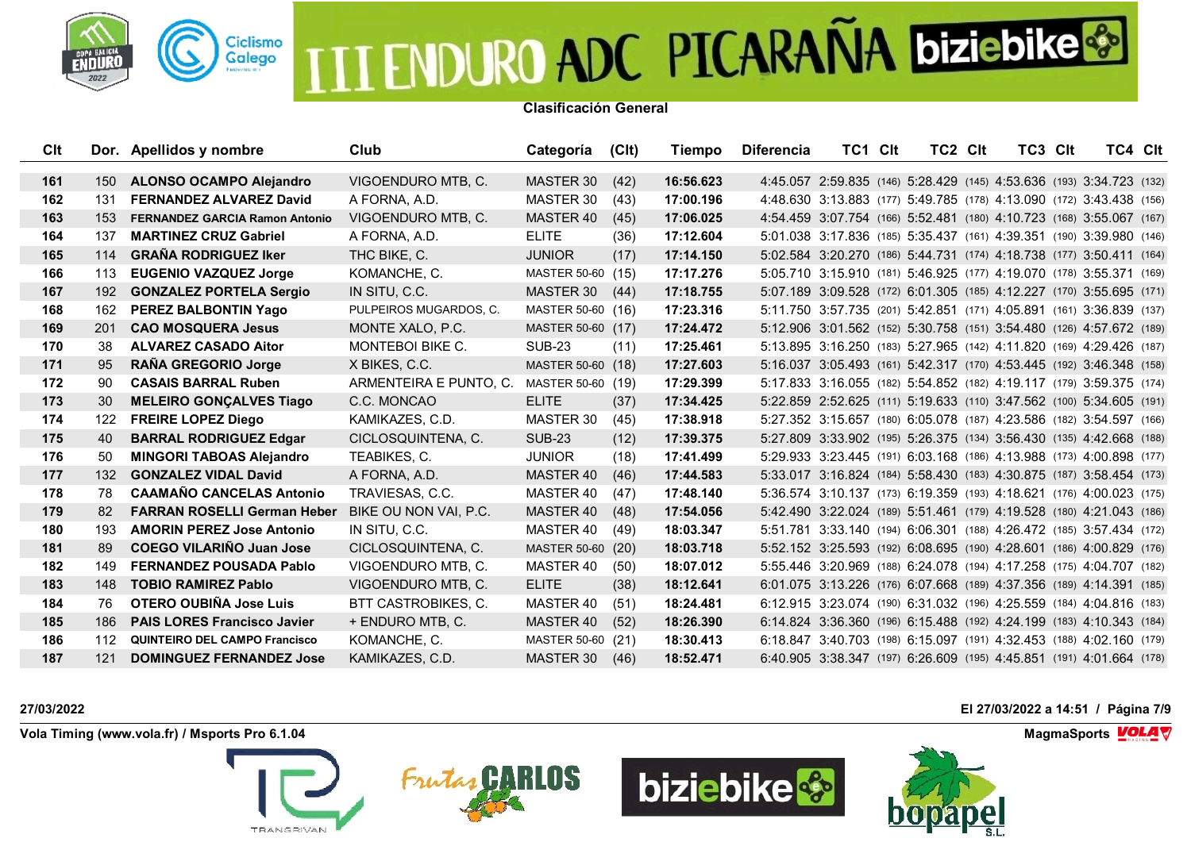# III ENDURO ADC PICARAÑA biziebike

**Clasificación General**

| Clt | Dor. | Apellidos y nombre | Club | Categoría | (Clt) | Tiempo | Diferencia | TC1 | Clt | TC2 | Clt | TC3 | Clt | TC4 | Clt |
|---|---|---|---|---|---|---|---|---|---|---|---|---|---|---|---|
| 161 | 150 | ALONSO OCAMPO Alejandro | VIGOENDURO MTB, C. | MASTER 30 | (42) | 16:56.623 | 4:45.057 | 2:59.835 | (146) | 5:28.429 | (145) | 4:53.636 | (193) | 3:34.723 | (132) |
| 162 | 131 | FERNANDEZ ALVAREZ David | A FORNA, A.D. | MASTER 30 | (43) | 17:00.196 | 4:48.630 | 3:13.883 | (177) | 5:49.785 | (178) | 4:13.090 | (172) | 3:43.438 | (156) |
| 163 | 153 | FERNANDEZ GARCIA Ramon Antonio | VIGOENDURO MTB, C. | MASTER 40 | (45) | 17:06.025 | 4:54.459 | 3:07.754 | (166) | 5:52.481 | (180) | 4:10.723 | (168) | 3:55.067 | (167) |
| 164 | 137 | MARTINEZ CRUZ Gabriel | A FORNA, A.D. | ELITE | (36) | 17:12.604 | 5:01.038 | 3:17.836 | (185) | 5:35.437 | (161) | 4:39.351 | (190) | 3:39.980 | (146) |
| 165 | 114 | GRAÑA RODRIGUEZ Iker | THC BIKE, C. | JUNIOR | (17) | 17:14.150 | 5:02.584 | 3:20.270 | (186) | 5:44.731 | (174) | 4:18.738 | (177) | 3:50.411 | (164) |
| 166 | 113 | EUGENIO VAZQUEZ Jorge | KOMANCHE, C. | MASTER 50-60 | (15) | 17:17.276 | 5:05.710 | 3:15.910 | (181) | 5:46.925 | (177) | 4:19.070 | (178) | 3:55.371 | (169) |
| 167 | 192 | GONZALEZ PORTELA Sergio | IN SITU, C.C. | MASTER 30 | (44) | 17:18.755 | 5:07.189 | 3:09.528 | (172) | 6:01.305 | (185) | 4:12.227 | (170) | 3:55.695 | (171) |
| 168 | 162 | PEREZ BALBONTIN Yago | PULPEIROS MUGARDOS, C. | MASTER 50-60 | (16) | 17:23.316 | 5:11.750 | 3:57.735 | (201) | 5:42.851 | (171) | 4:05.891 | (161) | 3:36.839 | (137) |
| 169 | 201 | CAO MOSQUERA Jesus | MONTE XALO, P.C. | MASTER 50-60 | (17) | 17:24.472 | 5:12.906 | 3:01.562 | (152) | 5:30.758 | (151) | 3:54.480 | (126) | 4:57.672 | (189) |
| 170 | 38 | ALVAREZ CASADO Aitor | MONTEBOI BIKE C. | SUB-23 | (11) | 17:25.461 | 5:13.895 | 3:16.250 | (183) | 5:27.965 | (142) | 4:11.820 | (169) | 4:29.426 | (187) |
| 171 | 95 | RAÑA GREGORIO Jorge | X BIKES, C.C. | MASTER 50-60 | (18) | 17:27.603 | 5:16.037 | 3:05.493 | (161) | 5:42.317 | (170) | 4:53.445 | (192) | 3:46.348 | (158) |
| 172 | 90 | CASAIS BARRAL Ruben | ARMENTEIRA E PUNTO, C. | MASTER 50-60 | (19) | 17:29.399 | 5:17.833 | 3:16.055 | (182) | 5:54.852 | (182) | 4:19.117 | (179) | 3:59.375 | (174) |
| 173 | 30 | MELEIRO GONÇALVES Tiago | C.C. MONCAO | ELITE | (37) | 17:34.425 | 5:22.859 | 2:52.625 | (111) | 5:19.633 | (110) | 3:47.562 | (100) | 5:34.605 | (191) |
| 174 | 122 | FREIRE LOPEZ Diego | KAMIKAZES, C.D. | MASTER 30 | (45) | 17:38.918 | 5:27.352 | 3:15.657 | (180) | 6:05.078 | (187) | 4:23.586 | (182) | 3:54.597 | (166) |
| 175 | 40 | BARRAL RODRIGUEZ Edgar | CICLOSQUINTENA, C. | SUB-23 | (12) | 17:39.375 | 5:27.809 | 3:33.902 | (195) | 5:26.375 | (134) | 3:56.430 | (135) | 4:42.668 | (188) |
| 176 | 50 | MINGORI TABOAS Alejandro | TEABIKES, C. | JUNIOR | (18) | 17:41.499 | 5:29.933 | 3:23.445 | (191) | 6:03.168 | (186) | 4:13.988 | (173) | 4:00.898 | (177) |
| 177 | 132 | GONZALEZ VIDAL David | A FORNA, A.D. | MASTER 40 | (46) | 17:44.583 | 5:33.017 | 3:16.824 | (184) | 5:58.430 | (183) | 4:30.875 | (187) | 3:58.454 | (173) |
| 178 | 78 | CAAMAÑO CANCELAS Antonio | TRAVIESAS, C.C. | MASTER 40 | (47) | 17:48.140 | 5:36.574 | 3:10.137 | (173) | 6:19.359 | (193) | 4:18.621 | (176) | 4:00.023 | (175) |
| 179 | 82 | FARRAN ROSELLI German Heber | BIKE OU NON VAI, P.C. | MASTER 40 | (48) | 17:54.056 | 5:42.490 | 3:22.024 | (189) | 5:51.461 | (179) | 4:19.528 | (180) | 4:21.043 | (186) |
| 180 | 193 | AMORIN PEREZ Jose Antonio | IN SITU, C.C. | MASTER 40 | (49) | 18:03.347 | 5:51.781 | 3:33.140 | (194) | 6:06.301 | (188) | 4:26.472 | (185) | 3:57.434 | (172) |
| 181 | 89 | COEGO VILARIÑO Juan Jose | CICLOSQUINTENA, C. | MASTER 50-60 | (20) | 18:03.718 | 5:52.152 | 3:25.593 | (192) | 6:08.695 | (190) | 4:28.601 | (186) | 4:00.829 | (176) |
| 182 | 149 | FERNANDEZ POUSADA Pablo | VIGOENDURO MTB, C. | MASTER 40 | (50) | 18:07.012 | 5:55.446 | 3:20.969 | (188) | 6:24.078 | (194) | 4:17.258 | (175) | 4:04.707 | (182) |
| 183 | 148 | TOBIO RAMIREZ Pablo | VIGOENDURO MTB, C. | ELITE | (38) | 18:12.641 | 6:01.075 | 3:13.226 | (176) | 6:07.668 | (189) | 4:37.356 | (189) | 4:14.391 | (185) |
| 184 | 76 | OTERO OUBIÑA Jose Luis | BTT CASTROBIKES, C. | MASTER 40 | (51) | 18:24.481 | 6:12.915 | 3:23.074 | (190) | 6:31.032 | (196) | 4:25.559 | (184) | 4:04.816 | (183) |
| 185 | 186 | PAIS LORES Francisco Javier | + ENDURO MTB, C. | MASTER 40 | (52) | 18:26.390 | 6:14.824 | 3:36.360 | (196) | 6:15.488 | (192) | 4:24.199 | (183) | 4:10.343 | (184) |
| 186 | 112 | QUINTEIRO DEL CAMPO Francisco | KOMANCHE, C. | MASTER 50-60 | (21) | 18:30.413 | 6:18.847 | 3:40.703 | (198) | 6:15.097 | (191) | 4:32.453 | (188) | 4:02.160 | (179) |
| 187 | 121 | DOMINGUEZ FERNANDEZ Jose | KAMIKAZES, C.D. | MASTER 30 | (46) | 18:52.471 | 6:40.905 | 3:38.347 | (197) | 6:26.609 | (195) | 4:45.851 | (191) | 4:01.664 | (178) |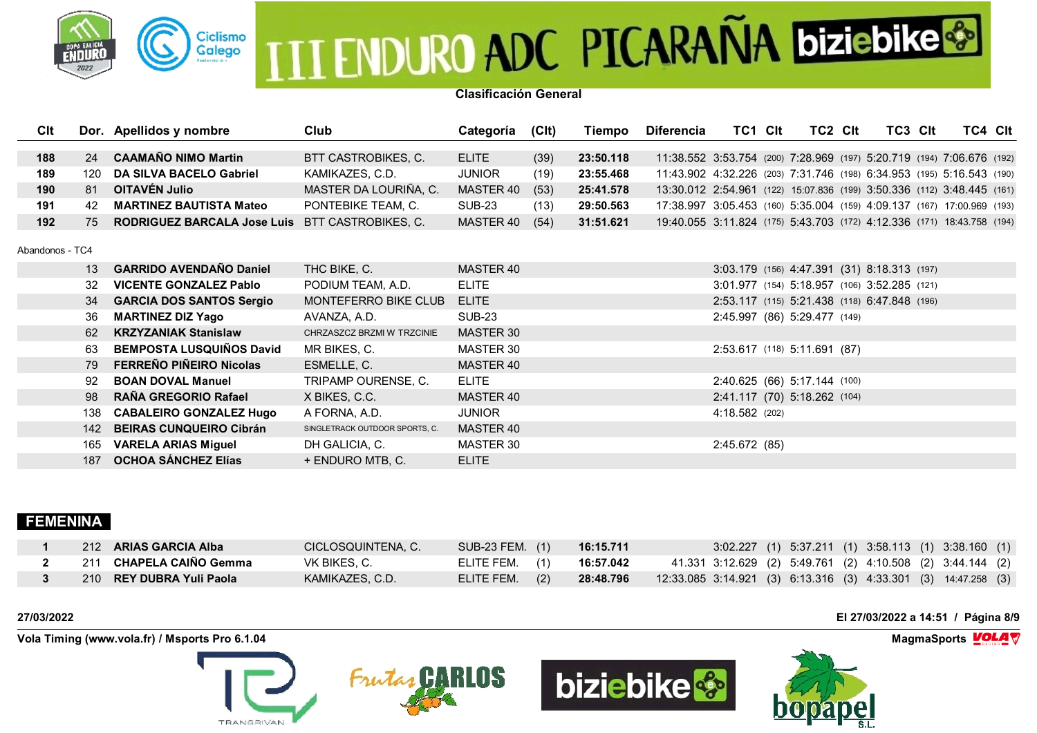# III ENDURO ADC PICARAÑA biziebike

**Clasificación General**

| Clt | Dor. | Apellidos y nombre | Club | Categoría | (Clt) | Tiempo | Diferencia | TC1 | Clt | TC2 | Clt | TC3 | Clt | TC4 | Clt |
|---|---|---|---|---|---|---|---|---|---|---|---|---|---|---|---|
| **188** | 24 | **CAAMAÑO NIMO Martin** | BTT CASTROBIKES, C. | ELITE | (39) | **23:50.118** | 11:38.552 | 3:53.754 | (200) | 7:28.969 | (197) | 5:20.719 | (194) | 7:06.676 | (192) |
| **189** | 120 | **DA SILVA BACELO Gabriel** | KAMIKAZES, C.D. | JUNIOR | (19) | **23:55.468** | 11:43.902 | 4:32.226 | (203) | 7:31.746 | (198) | 6:34.953 | (195) | 5:16.543 | (190) |
| **190** | 81 | **OITAVÉN Julio** | MASTER DA LOURIÑA, C. | MASTER 40 | (53) | **25:41.578** | 13:30.012 | 2:54.961 | (122) | 15:07.836 | (199) | 3:50.336 | (112) | 3:48.445 | (161) |
| **191** | 42 | **MARTINEZ BAUTISTA Mateo** | PONTEBIKE TEAM, C. | SUB-23 | (13) | **29:50.563** | 17:38.997 | 3:05.453 | (160) | 5:35.004 | (159) | 4:09.137 | (167) | 17:00.969 | (193) |
| **192** | 75 | **RODRIGUEZ BARCALA Jose Luis** | BTT CASTROBIKES, C. | MASTER 40 | (54) | **31:51.621** | 19:40.055 | 3:11.824 | (175) | 5:43.703 | (172) | 4:12.336 | (171) | 18:43.758 | (194) |

Abandonos - TC4

| Clt | Dor. | Apellidos y nombre | Club | Categoría | (Clt) | Tiempo | Diferencia | TC1 | Clt | TC2 | Clt | TC3 | Clt | TC4 | Clt |
|---|---|---|---|---|---|---|---|---|---|---|---|---|---|---|---|
| | 13 | **GARRIDO AVENDAÑO Daniel** | THC BIKE, C. | MASTER 40 | | | | 3:03.179 | (156) | 4:47.391 | (31) | 8:18.313 | (197) | | |
| | 32 | **VICENTE GONZALEZ Pablo** | PODIUM TEAM, A.D. | ELITE | | | | 3:01.977 | (154) | 5:18.957 | (106) | 3:52.285 | (121) | | |
| | 34 | **GARCIA DOS SANTOS Sergio** | MONTEFERRO BIKE CLUB | ELITE | | | | 2:53.117 | (115) | 5:21.438 | (118) | 6:47.848 | (196) | | |
| | 36 | **MARTINEZ DIZ Yago** | AVANZA, A.D. | SUB-23 | | | | 2:45.997 | (86) | 5:29.477 | (149) | | | | |
| | 62 | **KRZYZANIAK Stanislaw** | CHRZASZCZ BRZMI W TRZCINIE | MASTER 30 | | | | | | | | | | | |
| | 63 | **BEMPOSTA LUSQUIÑOS David** | MR BIKES, C. | MASTER 30 | | | | 2:53.617 | (118) | 5:11.691 | (87) | | | | |
| | 79 | **FERREÑO PIÑEIRO Nicolas** | ESMELLE, C. | MASTER 40 | | | | | | | | | | | |
| | 92 | **BOAN DOVAL Manuel** | TRIPAMP OURENSE, C. | ELITE | | | | 2:40.625 | (66) | 5:17.144 | (100) | | | | |
| | 98 | **RAÑA GREGORIO Rafael** | X BIKES, C.C. | MASTER 40 | | | | 2:41.117 | (70) | 5:18.262 | (104) | | | | |
| | 138 | **CABALEIRO GONZALEZ Hugo** | A FORNA, A.D. | JUNIOR | | | | 4:18.582 | (202) | | | | | | |
| | 142 | **BEIRAS CUNQUEIRO Cibrán** | SINGLETRACK OUTDOOR SPORTS, C. | MASTER 40 | | | | | | | | | | | |
| | 165 | **VARELA ARIAS Miguel** | DH GALICIA, C. | MASTER 30 | | | | 2:45.672 | (85) | | | | | | |
| | 187 | **OCHOA SÁNCHEZ Elías** | + ENDURO MTB, C. | ELITE | | | | | | | | | | | |

## FEMENINA

| Clt | Dor. | Apellidos y nombre | Club | Categoría | (Clt) | Tiempo | Diferencia | TC1 | Clt | TC2 | Clt | TC3 | Clt | TC4 | Clt |
|---|---|---|---|---|---|---|---|---|---|---|---|---|---|---|---|
| **1** | 212 | **ARIAS GARCIA Alba** | CICLOSQUINTENA, C. | SUB-23 FEM. | (1) | **16:15.711** | | 3:02.227 | (1) | 5:37.211 | (1) | 3:58.113 | (1) | 3:38.160 | (1) |
| **2** | 211 | **CHAPELA CAIÑO Gemma** | VK BIKES, C. | ELITE FEM. | (1) | **16:57.042** | 41.331 | 3:12.629 | (2) | 5:49.761 | (2) | 4:10.508 | (2) | 3:44.144 | (2) |
| **3** | 210 | **REY DUBRA Yuli Paola** | KAMIKAZES, C.D. | ELITE FEM. | (2) | **28:48.796** | 12:33.085 | 3:14.921 | (3) | 6:13.316 | (3) | 4:33.301 | (3) | 14:47.258 | (3) |

27/03/2022

El 27/03/2022 a 14:51

Vola Timing (www.vola.fr) / Msports Pro 6.1.04

MagmaSports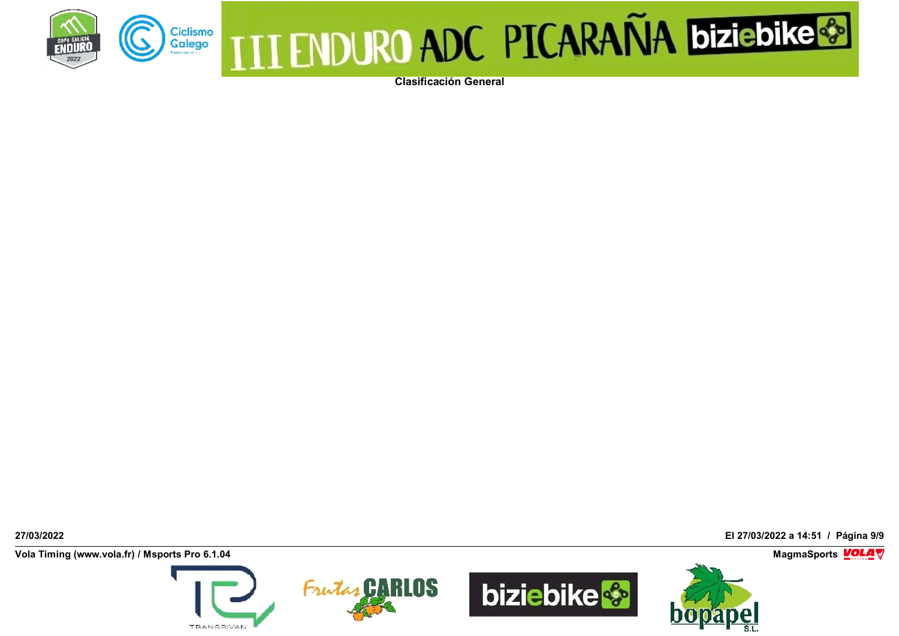Clasificación General